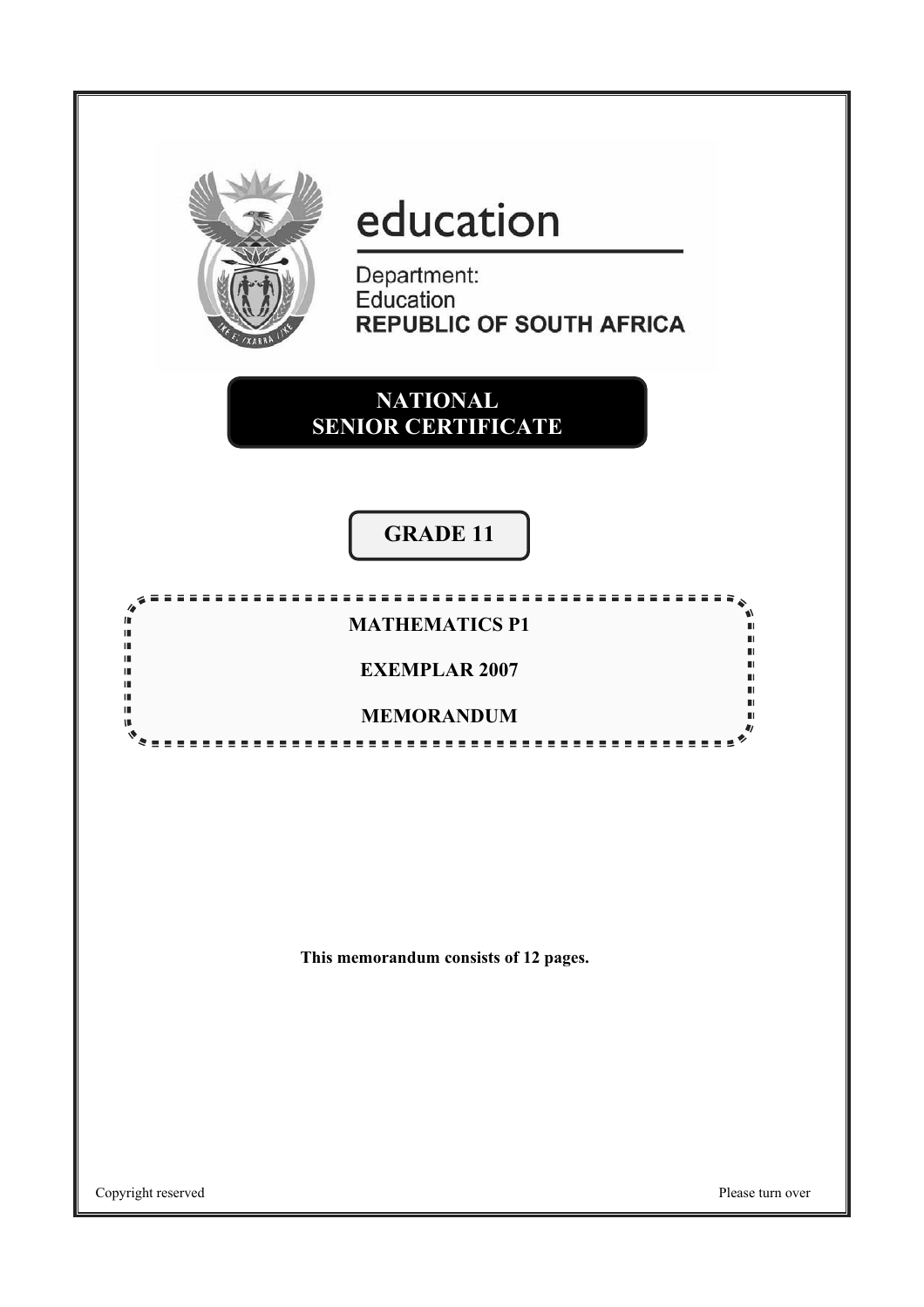education

Department:
Education
**REPUBLIC OF SOUTH AFRICA**

# NATIONAL SENIOR CERTIFICATE

## GRADE 11

### MATHEMATICS P1

### EXEMPLAR 2007

### MEMORANDUM

**This memorandum consists of 12 pages.**

Copyright reserved

Please turn over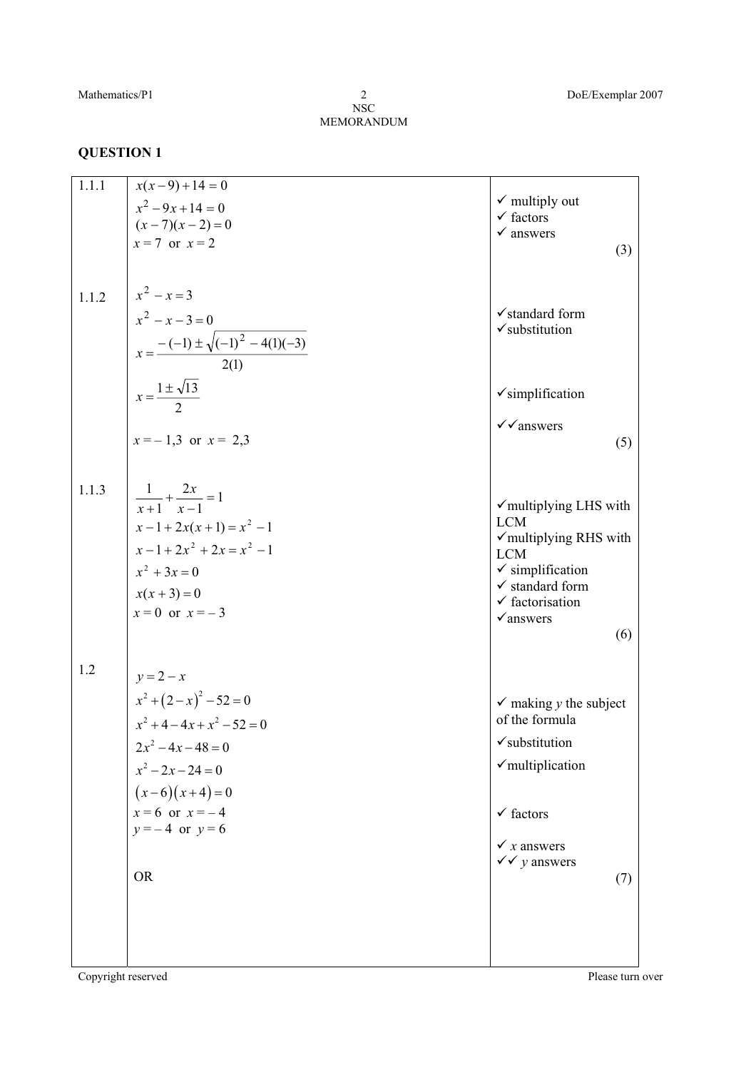## QUESTION 1

| | | |
|---|---|---|
| 1.1.1 | $x(x-9)+14=0$<br>$x^2-9x+14=0$<br>$(x-7)(x-2)=0$<br>$x=7$ or $x=2$ | ✓ multiply out<br>✓ factors<br>✓ answers<br>(3) |
| 1.1.2 | $x^2-x=3$<br>$x^2-x-3=0$<br>$x=\dfrac{-(-1)\pm\sqrt{(-1)^2-4(1)(-3)}}{2(1)}$<br>$x=\dfrac{1\pm\sqrt{13}}{2}$<br>$x=-1,3$ or $x=2,3$ | ✓standard form<br>✓substitution<br>✓simplification<br>✓✓answers<br>(5) |
| 1.1.3 | $\dfrac{1}{x+1}+\dfrac{2x}{x-1}=1$<br>$x-1+2x(x+1)=x^2-1$<br>$x-1+2x^2+2x=x^2-1$<br>$x^2+3x=0$<br>$x(x+3)=0$<br>$x=0$ or $x=-3$ | ✓multiplying LHS with LCM<br>✓multiplying RHS with LCM<br>✓ simplification<br>✓ standard form<br>✓ factorisation<br>✓answers<br>(6) |
| 1.2 | $y=2-x$<br>$x^2+(2-x)^2-52=0$<br>$x^2+4-4x+x^2-52=0$<br>$2x^2-4x-48=0$<br>$x^2-2x-24=0$<br>$(x-6)(x+4)=0$<br>$x=6$ or $x=-4$<br>$y=-4$ or $y=6$<br><br>OR | ✓ making *y* the subject of the formula<br>✓substitution<br>✓multiplication<br>✓ factors<br>✓ *x* answers<br>✓✓ *y* answers<br>(7) |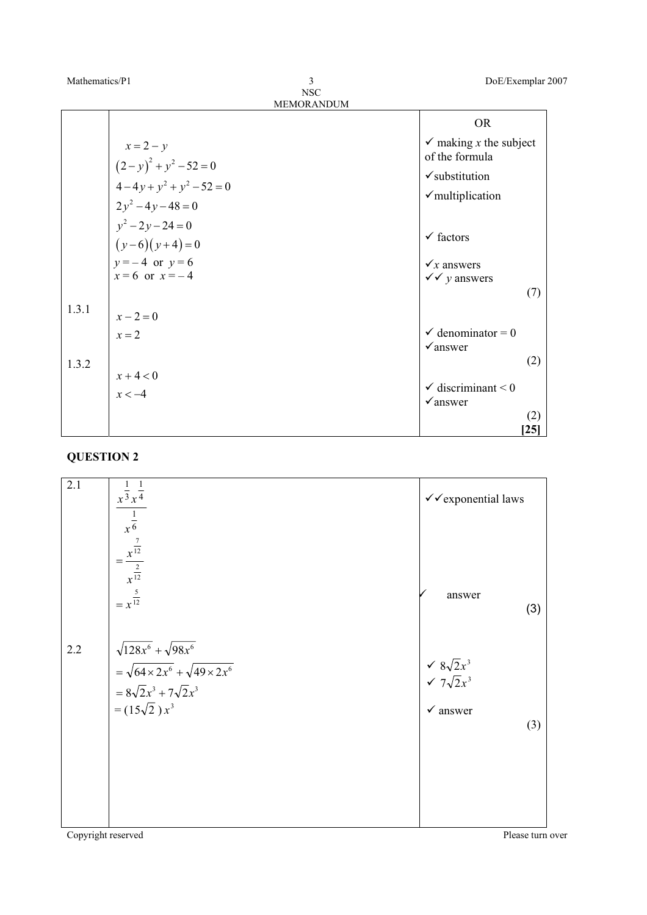| | | |
|---|---|---|
| | | OR |
| | $x = 2 - y$<br>$(2-y)^2 + y^2 - 52 = 0$<br>$4 - 4y + y^2 + y^2 - 52 = 0$<br>$2y^2 - 4y - 48 = 0$<br>$y^2 - 2y - 24 = 0$<br>$(y-6)(y+4) = 0$<br>$y = -4$ or $y = 6$<br>$x = 6$ or $x = -4$ | ✓ making *x* the subject of the formula<br>✓substitution<br>✓multiplication<br>✓ factors<br>✓*x* answers<br>✓✓ *y* answers<br>(7) |
| 1.3.1 | $x - 2 = 0$<br>$x = 2$ | ✓ denominator = 0<br>✓answer<br>(2) |
| 1.3.2 | $x + 4 < 0$<br>$x < -4$ | ✓ discriminant < 0<br>✓answer<br>(2)<br>**[25]** |

## QUESTION 2

| | | |
|---|---|---|
| 2.1 | $\dfrac{x^{\frac{1}{3}} x^{\frac{1}{4}}}{x^{\frac{1}{6}}}$<br>$= \dfrac{x^{\frac{7}{12}}}{x^{\frac{2}{12}}}$<br>$= x^{\frac{5}{12}}$ | ✓✓exponential laws<br>✓ answer<br>(3) |
| 2.2 | $\sqrt{128x^6} + \sqrt{98x^6}$<br>$= \sqrt{64 \times 2x^6} + \sqrt{49 \times 2x^6}$<br>$= 8\sqrt{2}x^3 + 7\sqrt{2}x^3$<br>$= (15\sqrt{2})\, x^3$ | ✓ $8\sqrt{2}x^3$<br>✓ $7\sqrt{2}x^3$<br>✓ answer<br>(3) |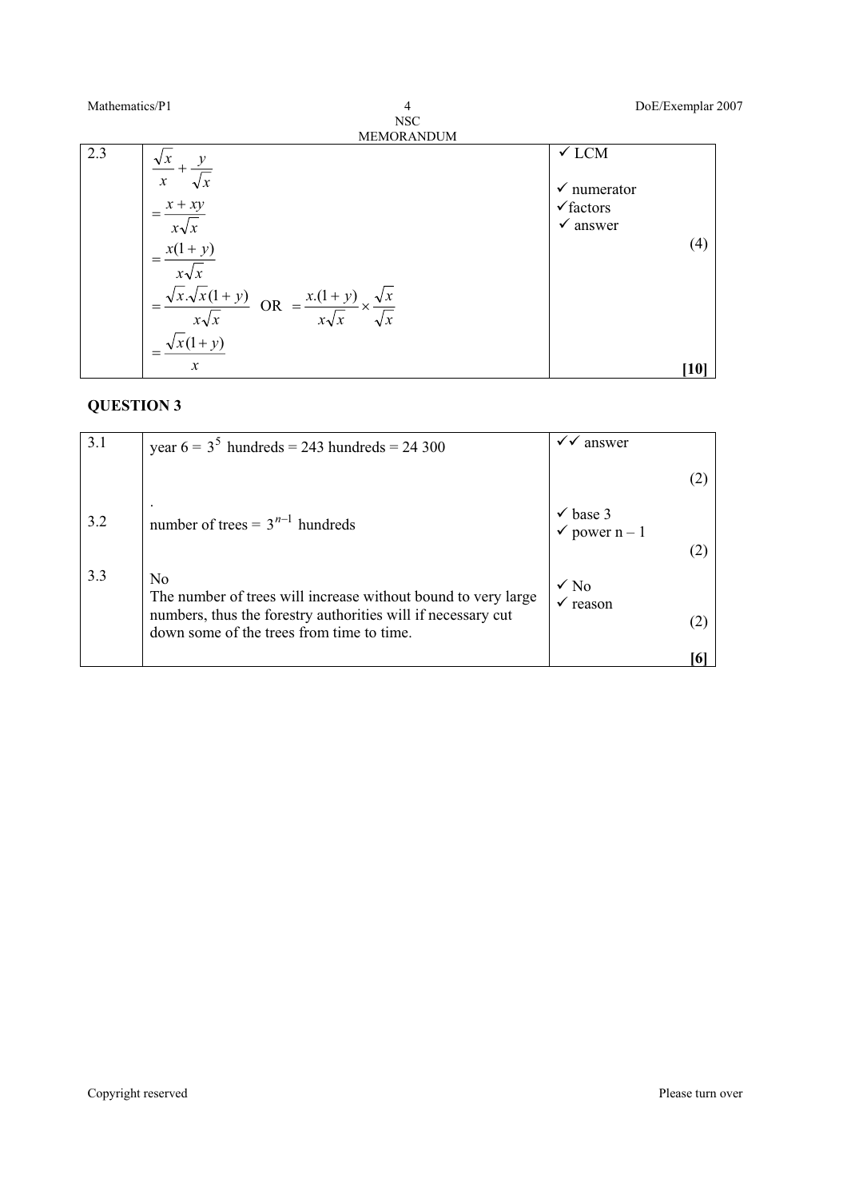| | | |
|---|---|---|
| 2.3 | $\frac{\sqrt{x}}{x}+\frac{y}{\sqrt{x}}$ <br> $=\frac{x+xy}{x\sqrt{x}}$ <br> $=\frac{x(1+y)}{x\sqrt{x}}$ <br> $=\frac{\sqrt{x}.\sqrt{x}(1+y)}{x\sqrt{x}}$ OR $=\frac{x.(1+y)}{x\sqrt{x}}\times\frac{\sqrt{x}}{\sqrt{x}}$ <br> $=\frac{\sqrt{x}(1+y)}{x}$ | ✓ LCM <br> ✓ numerator <br> ✓factors <br> ✓ answer <br> (4) <br> **[10]** |

## QUESTION 3

| | | |
|---|---|---|
| 3.1 | year 6 = $3^5$ hundreds = 243 hundreds = 24 300 | ✓✓ answer <br> (2) |
| 3.2 | number of trees = $3^{n-1}$ hundreds | ✓ base 3 <br> ✓ power n – 1 <br> (2) |
| 3.3 | No <br> The number of trees will increase without bound to very large numbers, thus the forestry authorities will if necessary cut down some of the trees from time to time. | ✓ No <br> ✓ reason <br> (2) <br> **[6]** |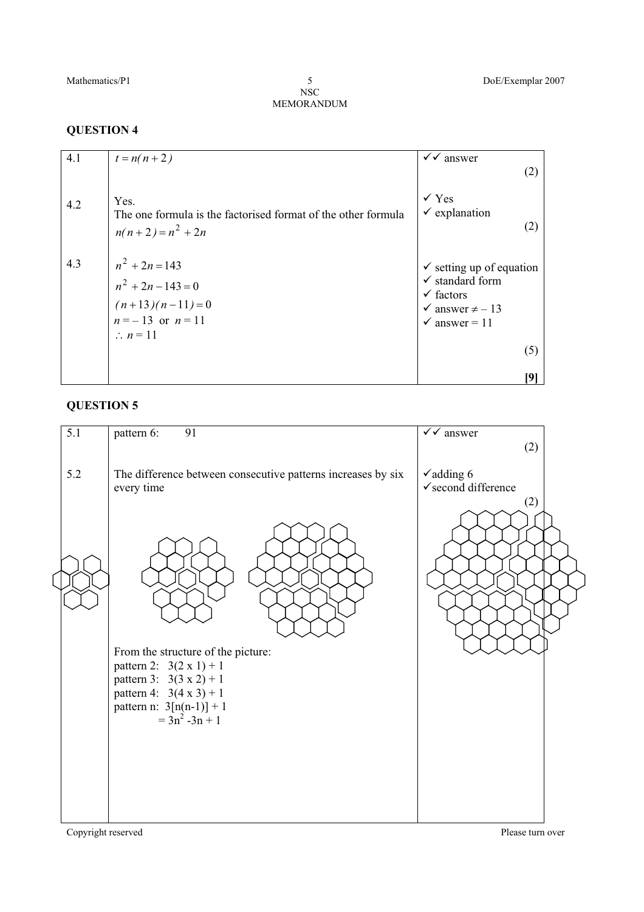## QUESTION 4

| | | |
|---|---|---|
| 4.1 | $t = n(n+2)$ | ✓✓ answer (2) |
| 4.2 | Yes.<br>The one formula is the factorised format of the other formula<br>$n(n+2) = n^2 + 2n$ | ✓ Yes<br>✓ explanation (2) |
| 4.3 | $n^2 + 2n = 143$<br>$n^2 + 2n - 143 = 0$<br>$(n+13)(n-11) = 0$<br>$n = -13$ or $n = 11$<br>$\therefore n = 11$ | ✓ setting up of equation<br>✓ standard form<br>✓ factors<br>✓ answer $\neq -13$<br>✓ answer = 11 (5)<br>**[9]** |

## QUESTION 5

| | | |
|---|---|---|
| 5.1 | pattern 6: 91 | ✓✓ answer (2) |
| 5.2 | The difference between consecutive patterns increases by six every time<br><br>From the structure of the picture:<br>pattern 2: 3(2 x 1) + 1<br>pattern 3: 3(3 x 2) + 1<br>pattern 4: 3(4 x 3) + 1<br>pattern n: 3[n(n-1)] + 1<br>$= 3n^2 - 3n + 1$ | ✓adding 6<br>✓second difference (2) |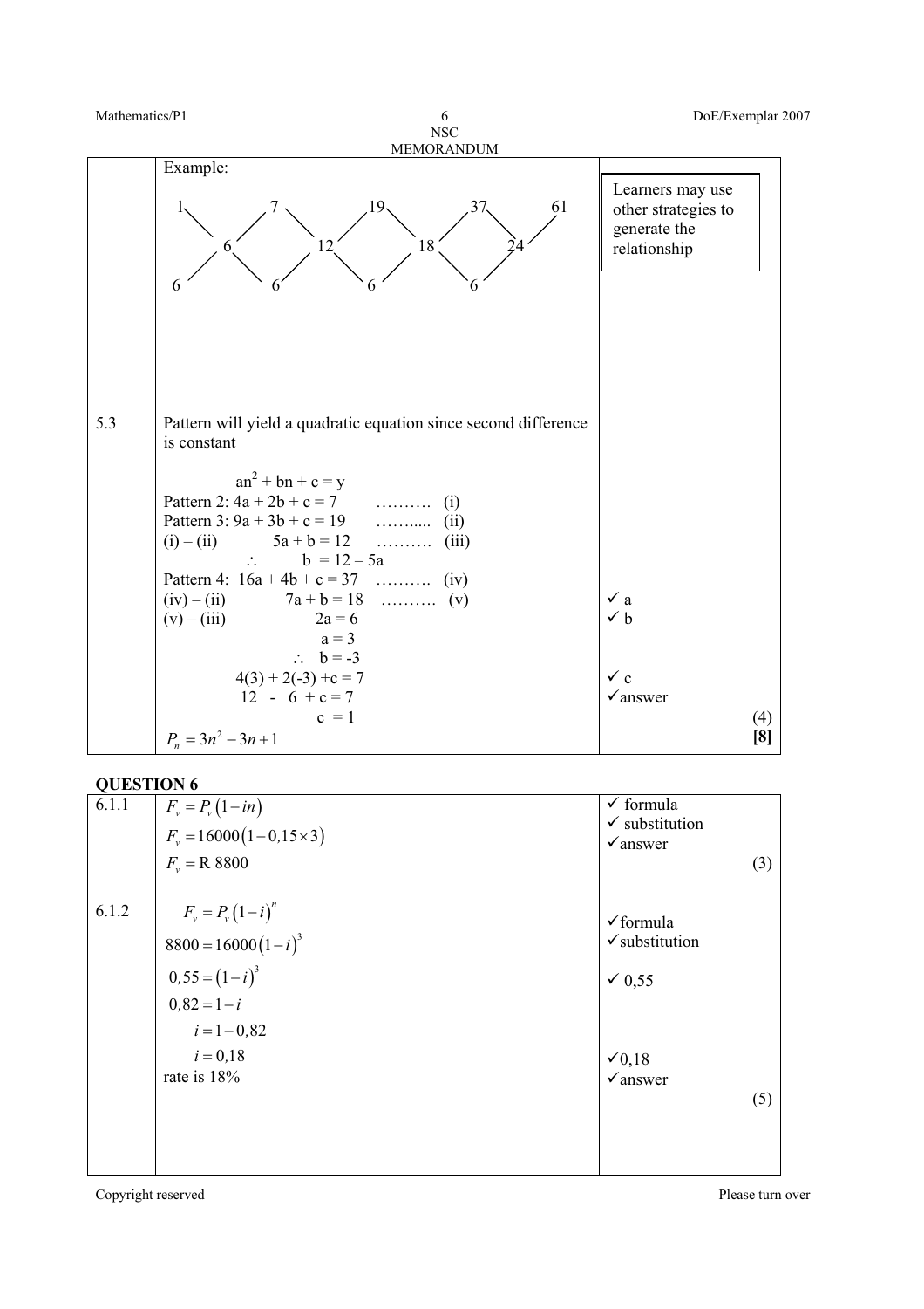| | | |
|---|---|---|
| | Example:<br><br>1 7 19 37 61<br>6 12 18 24<br>6 6 6 6 | Learners may use other strategies to generate the relationship |
| 5.3 | Pattern will yield a quadratic equation since second difference is constant<br><br>$an^2 + bn + c = y$<br>Pattern 2: $4a + 2b + c = 7$ ………. (i)<br>Pattern 3: $9a + 3b + c = 19$ ……..... (ii)<br>(i) – (ii) $5a + b = 12$ ………. (iii)<br>$\therefore$ $b = 12 - 5a$<br>Pattern 4: $16a + 4b + c = 37$ ………. (iv)<br>(iv) – (ii) $7a + b = 18$ ………. (v)<br>(v) – (iii) $2a = 6$<br>$a = 3$<br>$\therefore$ $b = -3$<br>$4(3) + 2(-3) + c = 7$<br>$12 - 6 + c = 7$<br>$c = 1$<br>$P_n = 3n^2 - 3n + 1$ | ✓ a<br>✓ b<br><br>✓ c<br>✓answer<br>(4)<br>**[8]** |

### QUESTION 6

| | | |
|---|---|---|
| 6.1.1 | $F_v = P_v(1 - in)$<br>$F_v = 16000(1 - 0{,}15 \times 3)$<br>$F_v = \text{R } 8800$ | ✓ formula<br>✓ substitution<br>✓answer<br>(3) |
| 6.1.2 | $F_v = P_v(1 - i)^n$<br>$8800 = 16000(1 - i)^3$<br>$0{,}55 = (1 - i)^3$<br>$0{,}82 = 1 - i$<br>$i = 1 - 0{,}82$<br>$i = 0{,}18$<br>rate is 18% | ✓formula<br>✓substitution<br>✓ 0,55<br><br>✓0,18<br>✓answer<br>(5) |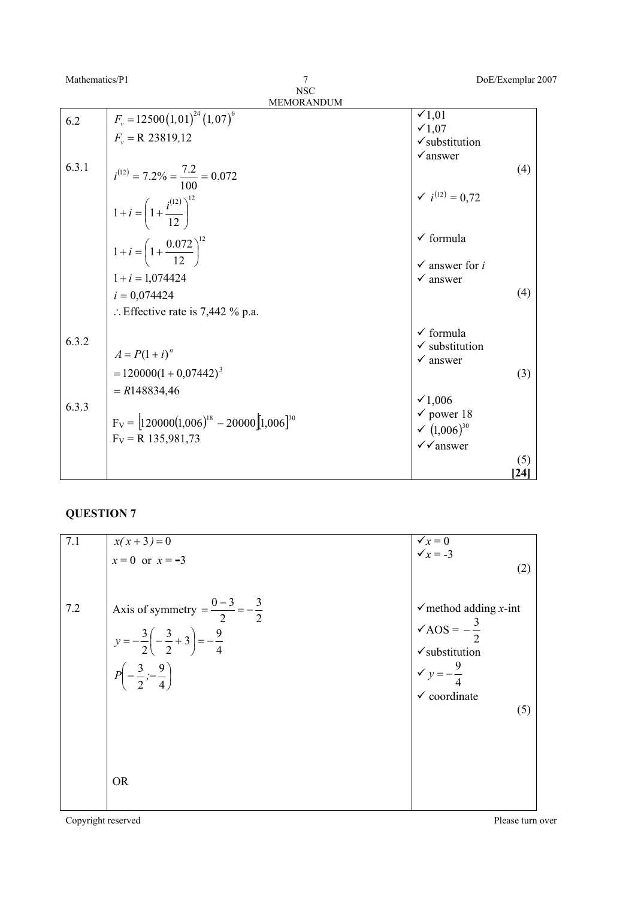| | | |
|---|---|---|
| 6.2 | $F_v = 12500(1,01)^{24}(1,07)^6$<br>$F_v = \text{R } 23819{,}12$ | ✓1,01<br>✓1,07<br>✓substitution<br>✓answer<br>(4) |
| 6.3.1 | $i^{(12)} = 7.2\% = \frac{7.2}{100} = 0.072$<br>$1+i = \left(1+\frac{i^{(12)}}{12}\right)^{12}$<br>$1+i = \left(1+\frac{0.072}{12}\right)^{12}$<br>$1+i = 1{,}074424$<br>$i = 0{,}074424$<br>$\therefore$ Effective rate is 7,442 % p.a. | ✓ $i^{(12)} = 0{,}72$<br>✓ formula<br>✓ answer for $i$<br>✓ answer<br>(4) |
| 6.3.2 | $A = P(1+i)^n$<br>$= 120000(1+0{,}07442)^3$<br>$= R148834{,}46$ | ✓ formula<br>✓ substitution<br>✓ answer<br>(3) |
| 6.3.3 | $\text{F}_\text{V} = \left[120000(1{,}006)^{18} - 20000\right](1{,}006)^{30}$<br>$\text{F}_\text{V} = \text{R } 135{,}981{,}73$ | ✓1,006<br>✓ power 18<br>✓ $(1{,}006)^{30}$<br>✓✓answer<br>(5)<br>**[24]** |

**QUESTION 7**

| | | |
|---|---|---|
| 7.1 | $x(x+3) = 0$<br>$x = 0$ or $x = -3$ | ✓$x = 0$<br>✓$x = -3$<br>(2) |
| 7.2 | Axis of symmetry $= \frac{0-3}{2} = -\frac{3}{2}$<br>$y = -\frac{3}{2}\left(-\frac{3}{2}+3\right) = -\frac{9}{4}$<br>$P\left(-\frac{3}{2};-\frac{9}{4}\right)$<br><br>OR | ✓method adding $x$-int<br>✓AOS = $-\frac{3}{2}$<br>✓substitution<br>✓ $y = -\frac{9}{4}$<br>✓ coordinate<br>(5) |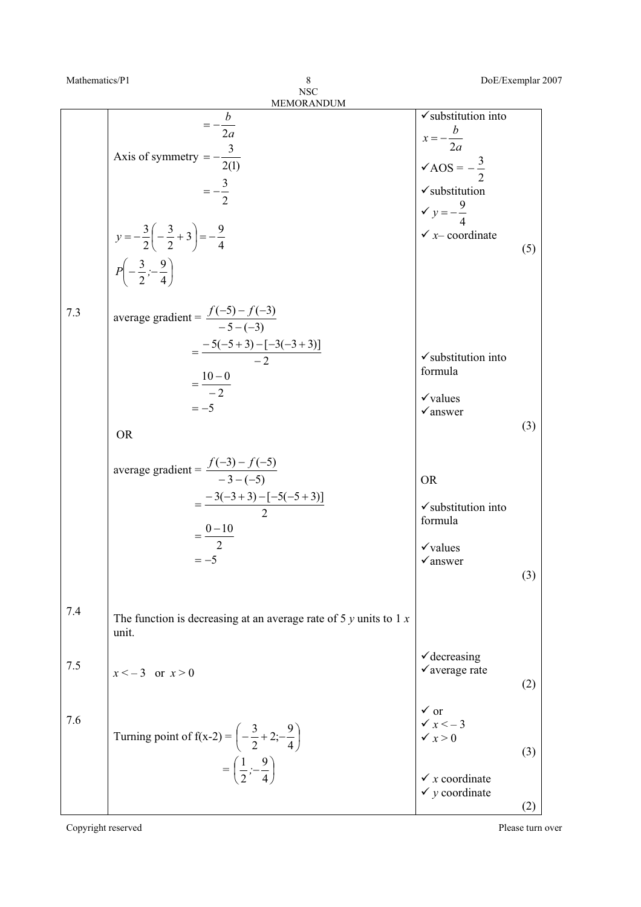| | | |
|---|---|---|
| | $= -\frac{b}{2a}$ <br> Axis of symmetry $= -\frac{3}{2(1)}$ <br> $= -\frac{3}{2}$ <br><br> $y = -\frac{3}{2}\left(-\frac{3}{2}+3\right) = -\frac{9}{4}$ <br> $P\left(-\frac{3}{2};-\frac{9}{4}\right)$ | ✓substitution into $x = -\frac{b}{2a}$ <br> ✓AOS = $-\frac{3}{2}$ <br> ✓substitution <br> ✓ $y = -\frac{9}{4}$ <br> ✓ $x$– coordinate <br> (5) |
| 7.3 | average gradient = $\frac{f(-5)-f(-3)}{-5-(-3)}$ <br> $= \frac{-5(-5+3)-[-3(-3+3)]}{-2}$ <br> $= \frac{10-0}{-2}$ <br> $= -5$ <br><br> OR <br><br> average gradient = $\frac{f(-3)-f(-5)}{-3-(-5)}$ <br> $= \frac{-3(-3+3)-[-5(-5+3)]}{2}$ <br> $= \frac{0-10}{2}$ <br> $= -5$ | ✓substitution into formula <br> ✓values <br> ✓answer <br> (3) <br><br> OR <br><br> ✓substitution into formula <br> ✓values <br> ✓answer <br> (3) |
| 7.4 | The function is decreasing at an average rate of 5 $y$ units to 1 $x$ unit. | ✓decreasing <br> ✓average rate <br> (2) |
| 7.5 | $x < -3$ or $x > 0$ | ✓ or <br> ✓ $x < -3$ <br> ✓ $x > 0$ <br> (3) |
| 7.6 | Turning point of f(x-2) = $\left(-\frac{3}{2}+2;-\frac{9}{4}\right)$ <br> $= \left(\frac{1}{2};-\frac{9}{4}\right)$ | ✓ $x$ coordinate <br> ✓ $y$ coordinate <br> (2) |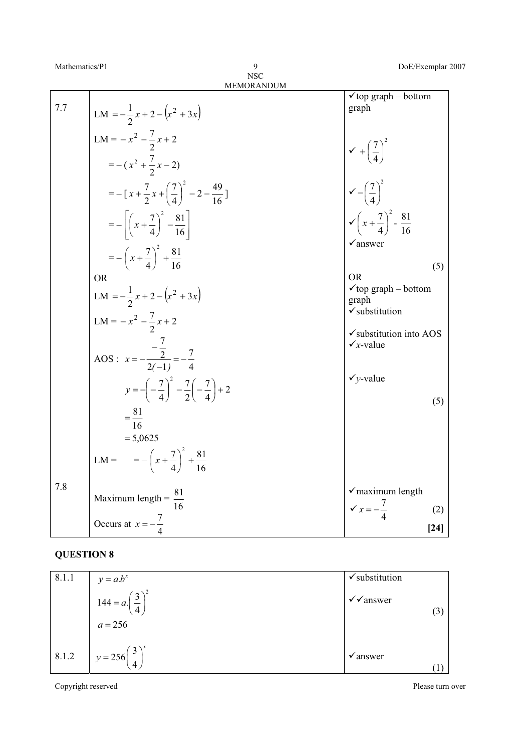| | | |
|---|---|---|
| 7.7 | $LM = -\frac{1}{2}x + 2 - (x^2 + 3x)$ <br> $LM = -x^2 - \frac{7}{2}x + 2$ <br> $= -(x^2 + \frac{7}{2}x - 2)$ <br> $= -[x + \frac{7}{2}x + \left(\frac{7}{4}\right)^2 - 2 - \frac{49}{16}]$ <br> $= -\left[\left(x + \frac{7}{4}\right)^2 - \frac{81}{16}\right]$ <br> $= -\left(x + \frac{7}{4}\right)^2 + \frac{81}{16}$ | ✓top graph – bottom graph <br> ✓ $+\left(\frac{7}{4}\right)^2$ <br> ✓ $-\left(\frac{7}{4}\right)^2$ <br> ✓ $\left(x + \frac{7}{4}\right)^2 - \frac{81}{16}$ <br> ✓answer <br> (5) |
| | OR <br> $LM = -\frac{1}{2}x + 2 - (x^2 + 3x)$ <br> $LM = -x^2 - \frac{7}{2}x + 2$ <br> AOS : $x = -\frac{-\frac{7}{2}}{2(-1)} = -\frac{7}{4}$ <br> $y = -\left(-\frac{7}{4}\right)^2 - \frac{7}{2}\left(-\frac{7}{4}\right) + 2$ <br> $= \frac{81}{16}$ <br> $= 5{,}0625$ <br> $LM = \quad = -\left(x + \frac{7}{4}\right)^2 + \frac{81}{16}$ | OR <br> ✓top graph – bottom graph <br> ✓substitution <br> ✓substitution into AOS <br> ✓$x$-value <br> ✓$y$-value <br> (5) |
| 7.8 | Maximum length = $\frac{81}{16}$ <br> Occurs at $x = -\frac{7}{4}$ | ✓maximum length <br> ✓ $x = -\frac{7}{4}$ (2) <br> **[24]** |

## QUESTION 8

| | | |
|---|---|---|
| 8.1.1 | $y = a.b^x$ <br> $144 = a.\left(\frac{3}{4}\right)^2$ <br> $a = 256$ | ✓substitution <br> ✓✓answer <br> (3) |
| 8.1.2 | $y = 256\left(\frac{3}{4}\right)^x$ | ✓answer <br> (1) |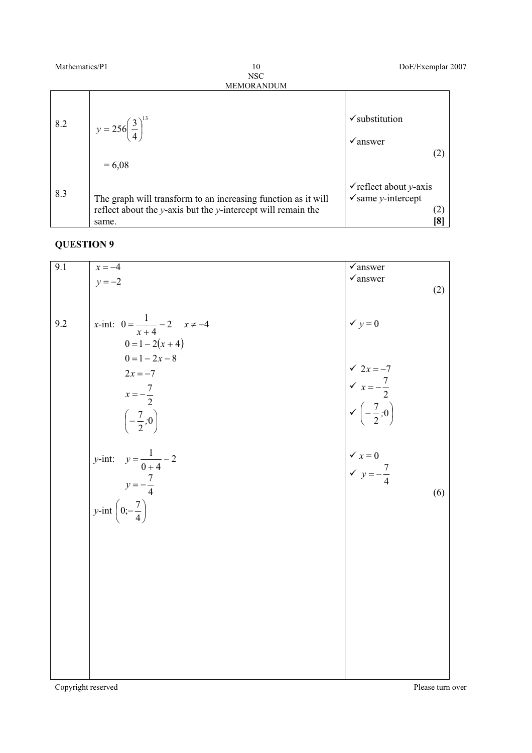| | | |
|---|---|---|
| 8.2 | $y = 256\left(\frac{3}{4}\right)^{13}$<br><br>$= 6,08$ | ✓substitution<br>✓answer<br>(2) |
| 8.3 | The graph will transform to an increasing function as it will reflect about the $y$-axis but the $y$-intercept will remain the same. | ✓reflect about $y$-axis<br>✓same $y$-intercept<br>(2)<br>**[8]** |

**QUESTION 9**

| | | |
|---|---|---|
| 9.1 | $x = -4$<br>$y = -2$ | ✓answer<br>✓answer<br>(2) |
| 9.2 | $x$-int: $0 = \frac{1}{x+4} - 2 \quad x \neq -4$<br>$0 = 1 - 2(x+4)$<br>$0 = 1 - 2x - 8$<br>$2x = -7$<br>$x = -\frac{7}{2}$<br>$\left(-\frac{7}{2};0\right)$<br><br>$y$-int: $y = \frac{1}{0+4} - 2$<br>$y = -\frac{7}{4}$<br>$y$-int $\left(0;-\frac{7}{4}\right)$ | ✓ $y = 0$<br><br>✓ $2x = -7$<br>✓ $x = -\frac{7}{2}$<br>✓ $\left(-\frac{7}{2};0\right)$<br><br>✓ $x = 0$<br>✓ $y = -\frac{7}{4}$<br>(6) |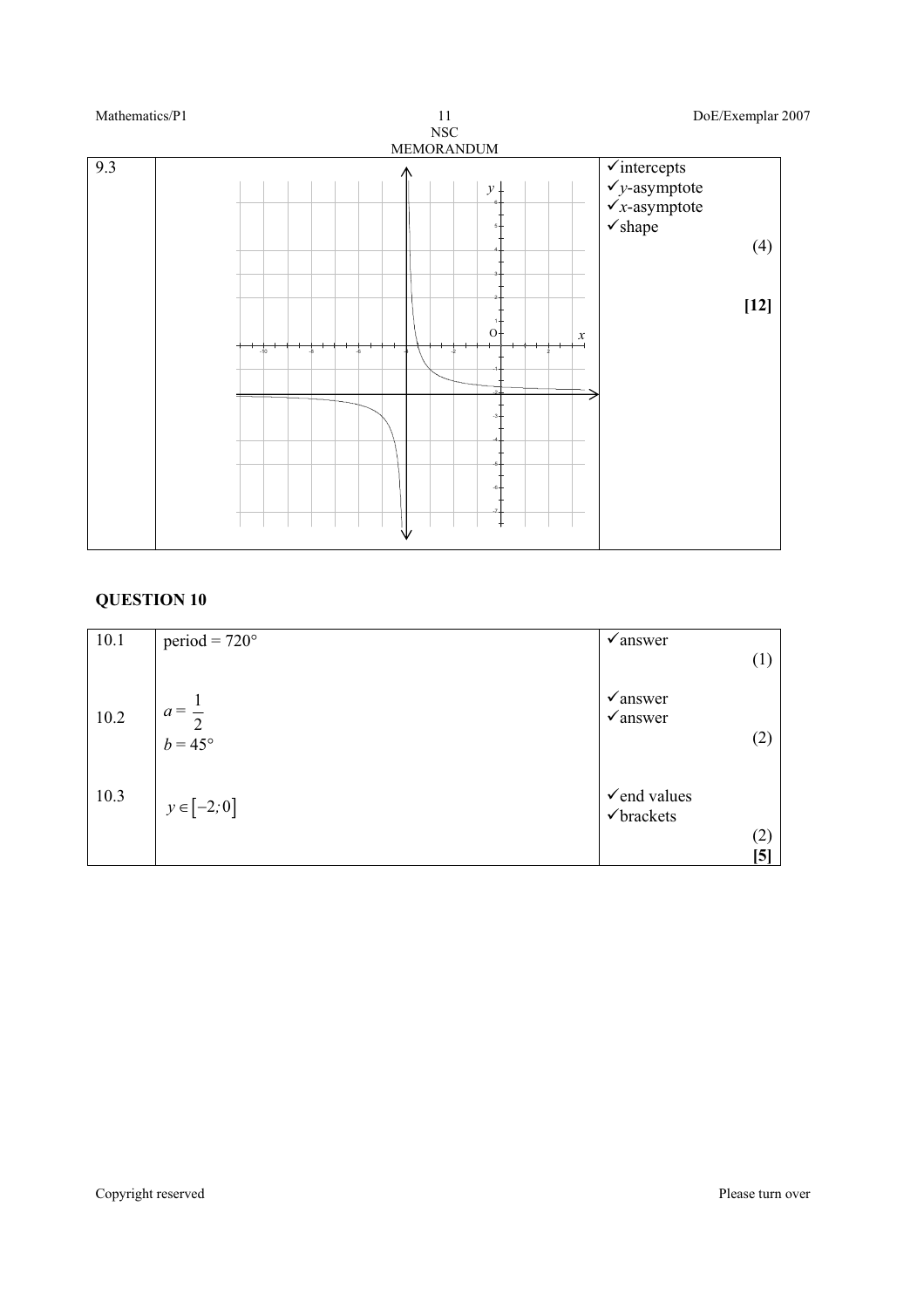| | | |
|---|---|---|
| 9.3 | | ✓intercepts<br>✓$y$-asymptote<br>✓$x$-asymptote<br>✓shape<br>(4)<br>**[12]** |

## QUESTION 10

| | | |
|---|---|---|
| 10.1 | period = 720° | ✓answer (1) |
| 10.2 | $a = \frac{1}{2}$<br>$b = 45°$ | ✓answer<br>✓answer (2) |
| 10.3 | $y \in [-2;0]$ | ✓end values<br>✓brackets (2)<br>**[5]** |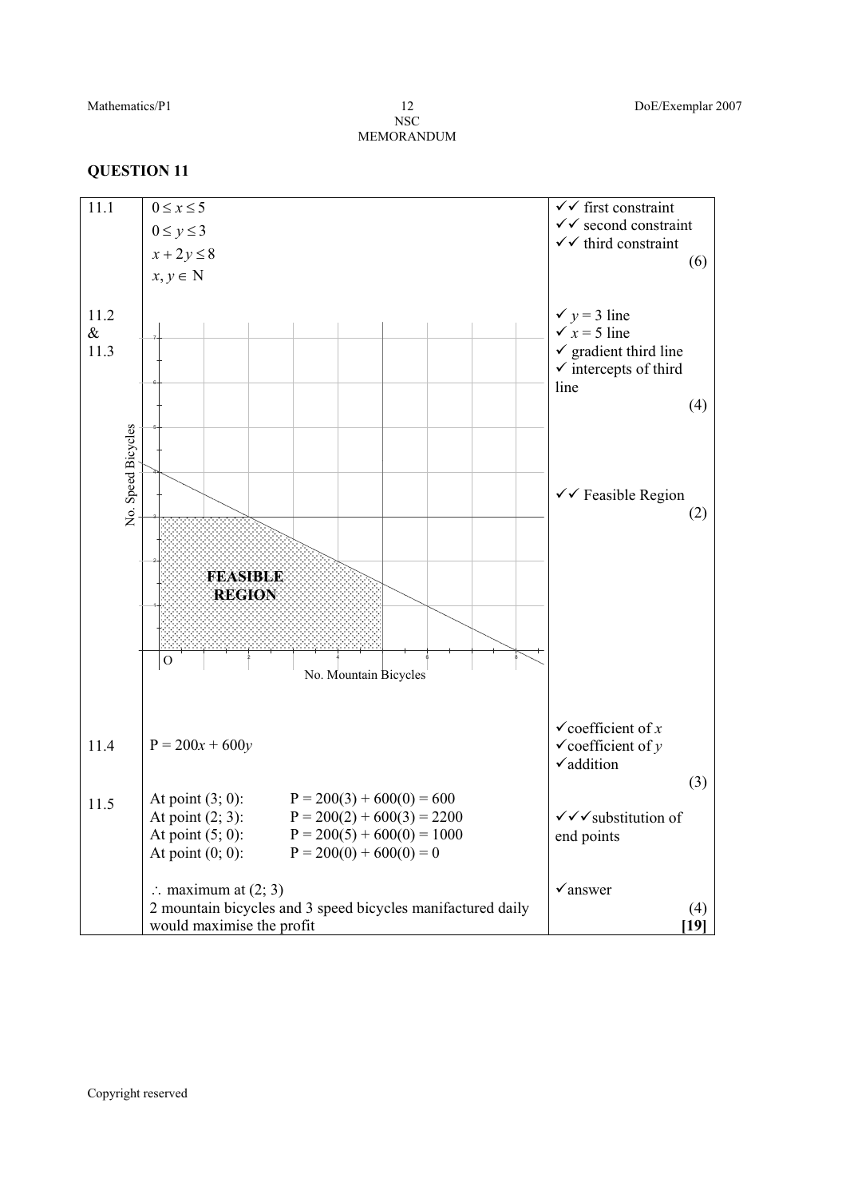## QUESTION 11

| | | |
|---|---|---|
| 11.1 | $0 \le x \le 5$<br>$0 \le y \le 3$<br>$x + 2y \le 8$<br>$x, y \in N$ | ✓✓ first constraint<br>✓✓ second constraint<br>✓✓ third constraint<br>(6) |
| 11.2 & 11.3 | FEASIBLE REGION<br>O<br>No. Speed Bicycles<br>No. Mountain Bicycles | ✓ $y = 3$ line<br>✓ $x = 5$ line<br>✓ gradient third line<br>✓ intercepts of third line<br>(4)<br><br>✓✓ Feasible Region<br>(2) |
| 11.4 | $P = 200x + 600y$ | ✓coefficient of $x$<br>✓coefficient of $y$<br>✓addition<br>(3) |
| 11.5 | At point (3; 0): $P = 200(3) + 600(0) = 600$<br>At point (2; 3): $P = 200(2) + 600(3) = 2200$<br>At point (5; 0): $P = 200(5) + 600(0) = 1000$<br>At point (0; 0): $P = 200(0) + 600(0) = 0$<br><br>$\therefore$ maximum at (2; 3)<br>2 mountain bicycles and 3 speed bicycles manifactured daily would maximise the profit | ✓✓✓substitution of end points<br><br>✓answer<br>(4)<br>**[19]** |